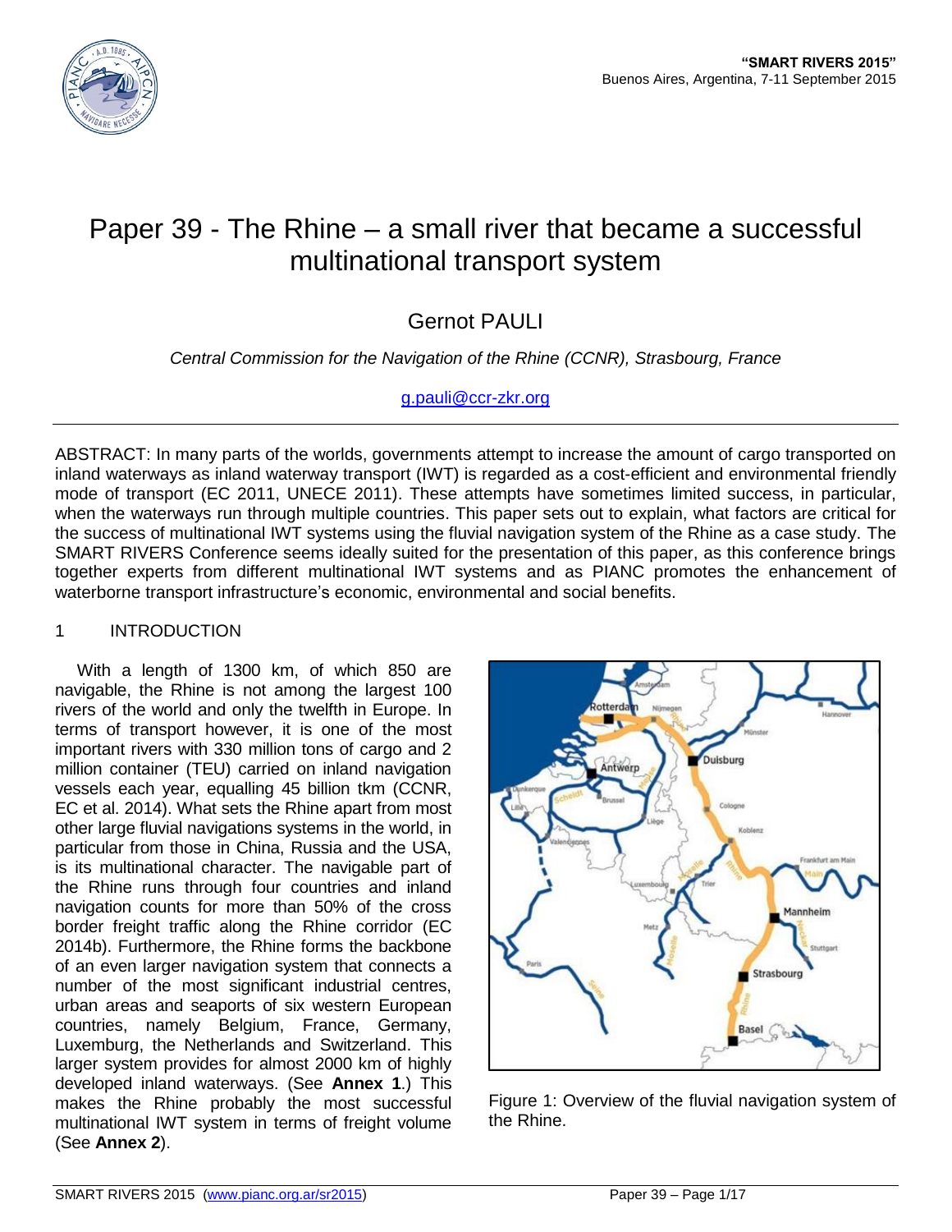# Paper 39 - The Rhine – a small river that became a successful multinational transport system

Gernot PAULI

*Central Commission for the Navigation of the Rhine (CCNR), Strasbourg, France*

g.pauli@ccr-zkr.org

ABSTRACT: In many parts of the worlds, governments attempt to increase the amount of cargo transported on inland waterways as inland waterway transport (IWT) is regarded as a cost-efficient and environmental friendly mode of transport (EC 2011, UNECE 2011). These attempts have sometimes limited success, in particular, when the waterways run through multiple countries. This paper sets out to explain, what factors are critical for the success of multinational IWT systems using the fluvial navigation system of the Rhine as a case study. The SMART RIVERS Conference seems ideally suited for the presentation of this paper, as this conference brings together experts from different multinational IWT systems and as PIANC promotes the enhancement of waterborne transport infrastructure's economic, environmental and social benefits.

## 1 INTRODUCTION

With a length of 1300 km, of which 850 are navigable, the Rhine is not among the largest 100 rivers of the world and only the twelfth in Europe. In terms of transport however, it is one of the most important rivers with 330 million tons of cargo and 2 million container (TEU) carried on inland navigation vessels each year, equalling 45 billion tkm (CCNR, EC et al. 2014). What sets the Rhine apart from most other large fluvial navigations systems in the world, in particular from those in China, Russia and the USA, is its multinational character. The navigable part of the Rhine runs through four countries and inland navigation counts for more than 50% of the cross border freight traffic along the Rhine corridor (EC 2014b). Furthermore, the Rhine forms the backbone of an even larger navigation system that connects a number of the most significant industrial centres, urban areas and seaports of six western European countries, namely Belgium, France, Germany, Luxemburg, the Netherlands and Switzerland. This larger system provides for almost 2000 km of highly developed inland waterways. (See **Annex 1**.) This makes the Rhine probably the most successful multinational IWT system in terms of freight volume (See **Annex 2**).

Figure 1: Overview of the fluvial navigation system of the Rhine.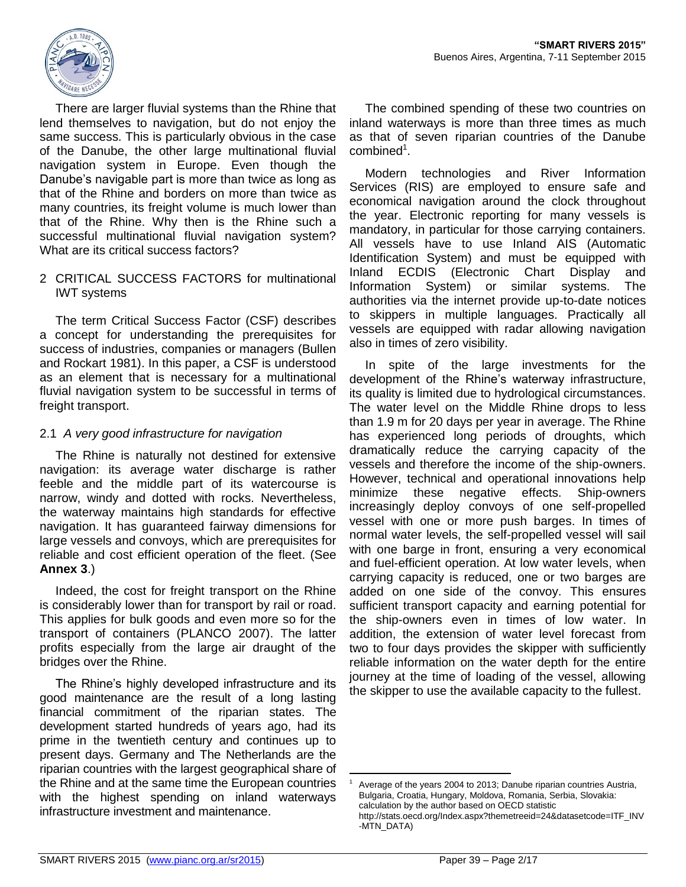There are larger fluvial systems than the Rhine that lend themselves to navigation, but do not enjoy the same success. This is particularly obvious in the case of the Danube, the other large multinational fluvial navigation system in Europe. Even though the Danube's navigable part is more than twice as long as that of the Rhine and borders on more than twice as many countries, its freight volume is much lower than that of the Rhine. Why then is the Rhine such a successful multinational fluvial navigation system? What are its critical success factors?

## 2 CRITICAL SUCCESS FACTORS for multinational IWT systems

The term Critical Success Factor (CSF) describes a concept for understanding the prerequisites for success of industries, companies or managers (Bullen and Rockart 1981). In this paper, a CSF is understood as an element that is necessary for a multinational fluvial navigation system to be successful in terms of freight transport.

### 2.1 *A very good infrastructure for navigation*

The Rhine is naturally not destined for extensive navigation: its average water discharge is rather feeble and the middle part of its watercourse is narrow, windy and dotted with rocks. Nevertheless, the waterway maintains high standards for effective navigation. It has guaranteed fairway dimensions for large vessels and convoys, which are prerequisites for reliable and cost efficient operation of the fleet. (See **Annex 3**.)

Indeed, the cost for freight transport on the Rhine is considerably lower than for transport by rail or road. This applies for bulk goods and even more so for the transport of containers (PLANCO 2007). The latter profits especially from the large air draught of the bridges over the Rhine.

The Rhine's highly developed infrastructure and its good maintenance are the result of a long lasting financial commitment of the riparian states. The development started hundreds of years ago, had its prime in the twentieth century and continues up to present days. Germany and The Netherlands are the riparian countries with the largest geographical share of the Rhine and at the same time the European countries with the highest spending on inland waterways infrastructure investment and maintenance.

The combined spending of these two countries on inland waterways is more than three times as much as that of seven riparian countries of the Danube combined[1].

Modern technologies and River Information Services (RIS) are employed to ensure safe and economical navigation around the clock throughout the year. Electronic reporting for many vessels is mandatory, in particular for those carrying containers. All vessels have to use Inland AIS (Automatic Identification System) and must be equipped with Inland ECDIS (Electronic Chart Display and Information System) or similar systems. The authorities via the internet provide up-to-date notices to skippers in multiple languages. Practically all vessels are equipped with radar allowing navigation also in times of zero visibility.

In spite of the large investments for the development of the Rhine's waterway infrastructure, its quality is limited due to hydrological circumstances. The water level on the Middle Rhine drops to less than 1.9 m for 20 days per year in average. The Rhine has experienced long periods of droughts, which dramatically reduce the carrying capacity of the vessels and therefore the income of the ship-owners. However, technical and operational innovations help minimize these negative effects. Ship-owners increasingly deploy convoys of one self-propelled vessel with one or more push barges. In times of normal water levels, the self-propelled vessel will sail with one barge in front, ensuring a very economical and fuel-efficient operation. At low water levels, when carrying capacity is reduced, one or two barges are added on one side of the convoy. This ensures sufficient transport capacity and earning potential for the ship-owners even in times of low water. In addition, the extension of water level forecast from two to four days provides the skipper with sufficiently reliable information on the water depth for the entire journey at the time of loading of the vessel, allowing the skipper to use the available capacity to the fullest.

---

[1] Average of the years 2004 to 2013; Danube riparian countries Austria, Bulgaria, Croatia, Hungary, Moldova, Romania, Serbia, Slovakia: calculation by the author based on OECD statistic http://stats.oecd.org/Index.aspx?themetreeid=24&datasetcode=ITF_INV-MTN_DATA)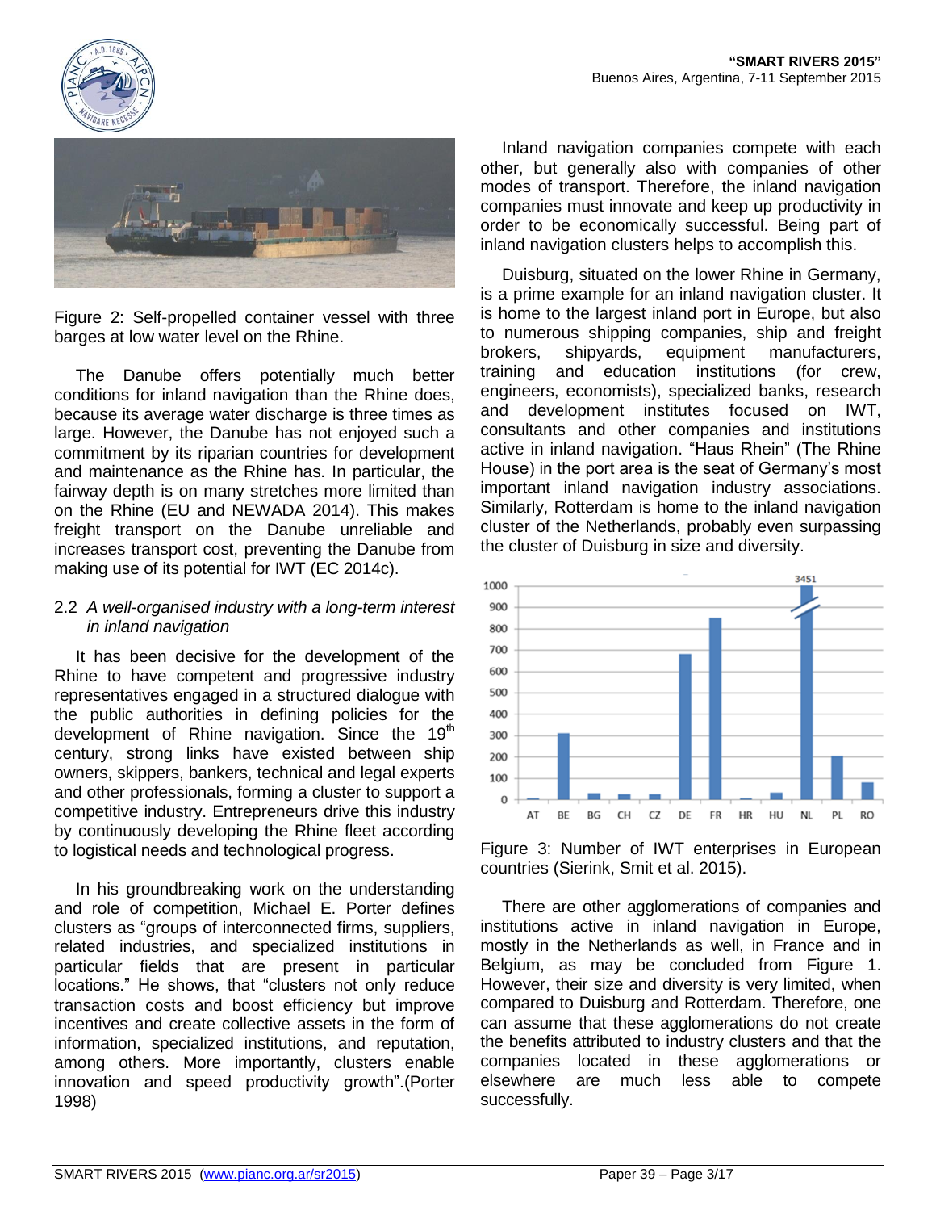Figure 2: Self-propelled container vessel with three barges at low water level on the Rhine.

The Danube offers potentially much better conditions for inland navigation than the Rhine does, because its average water discharge is three times as large. However, the Danube has not enjoyed such a commitment by its riparian countries for development and maintenance as the Rhine has. In particular, the fairway depth is on many stretches more limited than on the Rhine (EU and NEWADA 2014). This makes freight transport on the Danube unreliable and increases transport cost, preventing the Danube from making use of its potential for IWT (EC 2014c).

## 2.2 *A well-organised industry with a long-term interest in inland navigation*

It has been decisive for the development of the Rhine to have competent and progressive industry representatives engaged in a structured dialogue with the public authorities in defining policies for the development of Rhine navigation. Since the 19th century, strong links have existed between ship owners, skippers, bankers, technical and legal experts and other professionals, forming a cluster to support a competitive industry. Entrepreneurs drive this industry by continuously developing the Rhine fleet according to logistical needs and technological progress.

In his groundbreaking work on the understanding and role of competition, Michael E. Porter defines clusters as "groups of interconnected firms, suppliers, related industries, and specialized institutions in particular fields that are present in particular locations." He shows, that "clusters not only reduce transaction costs and boost efficiency but improve incentives and create collective assets in the form of information, specialized institutions, and reputation, among others. More importantly, clusters enable innovation and speed productivity growth".(Porter 1998)

Inland navigation companies compete with each other, but generally also with companies of other modes of transport. Therefore, the inland navigation companies must innovate and keep up productivity in order to be economically successful. Being part of inland navigation clusters helps to accomplish this.

Duisburg, situated on the lower Rhine in Germany, is a prime example for an inland navigation cluster. It is home to the largest inland port in Europe, but also to numerous shipping companies, ship and freight brokers, shipyards, equipment manufacturers, training and education institutions (for crew, engineers, economists), specialized banks, research and development institutes focused on IWT, consultants and other companies and institutions active in inland navigation. "Haus Rhein" (The Rhine House) in the port area is the seat of Germany's most important inland navigation industry associations. Similarly, Rotterdam is home to the inland navigation cluster of the Netherlands, probably even surpassing the cluster of Duisburg in size and diversity.

Figure 3: Number of IWT enterprises in European countries (Sierink, Smit et al. 2015).

There are other agglomerations of companies and institutions active in inland navigation in Europe, mostly in the Netherlands as well, in France and in Belgium, as may be concluded from Figure 1. However, their size and diversity is very limited, when compared to Duisburg and Rotterdam. Therefore, one can assume that these agglomerations do not create the benefits attributed to industry clusters and that the companies located in these agglomerations or elsewhere are much less able to compete successfully.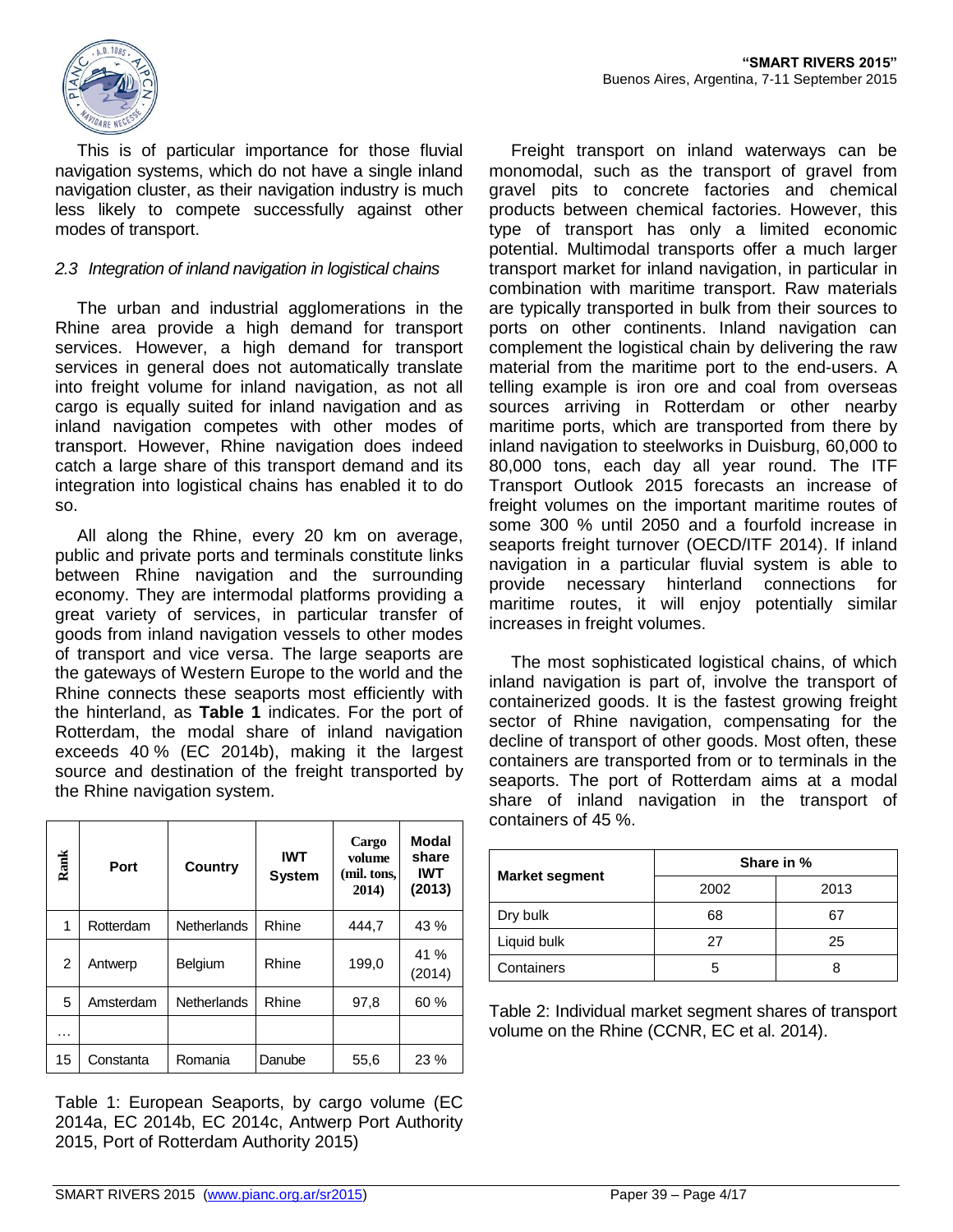This is of particular importance for those fluvial navigation systems, which do not have a single inland navigation cluster, as their navigation industry is much less likely to compete successfully against other modes of transport.

### *2.3 Integration of inland navigation in logistical chains*

The urban and industrial agglomerations in the Rhine area provide a high demand for transport services. However, a high demand for transport services in general does not automatically translate into freight volume for inland navigation, as not all cargo is equally suited for inland navigation and as inland navigation competes with other modes of transport. However, Rhine navigation does indeed catch a large share of this transport demand and its integration into logistical chains has enabled it to do so.

All along the Rhine, every 20 km on average, public and private ports and terminals constitute links between Rhine navigation and the surrounding economy. They are intermodal platforms providing a great variety of services, in particular transfer of goods from inland navigation vessels to other modes of transport and vice versa. The large seaports are the gateways of Western Europe to the world and the Rhine connects these seaports most efficiently with the hinterland, as **Table 1** indicates. For the port of Rotterdam, the modal share of inland navigation exceeds 40 % (EC 2014b), making it the largest source and destination of the freight transported by the Rhine navigation system.

| Rank | Port | Country | IWT System | Cargo volume (mil. tons, 2014) | Modal share IWT (2013) |
|---|---|---|---|---|---|
| 1 | Rotterdam | Netherlands | Rhine | 444,7 | 43 % |
| 2 | Antwerp | Belgium | Rhine | 199,0 | 41 % (2014) |
| 5 | Amsterdam | Netherlands | Rhine | 97,8 | 60 % |
| … | | | | | |
| 15 | Constanta | Romania | Danube | 55,6 | 23 % |

Table 1: European Seaports, by cargo volume (EC 2014a, EC 2014b, EC 2014c, Antwerp Port Authority 2015, Port of Rotterdam Authority 2015)

Freight transport on inland waterways can be monomodal, such as the transport of gravel from gravel pits to concrete factories and chemical products between chemical factories. However, this type of transport has only a limited economic potential. Multimodal transports offer a much larger transport market for inland navigation, in particular in combination with maritime transport. Raw materials are typically transported in bulk from their sources to ports on other continents. Inland navigation can complement the logistical chain by delivering the raw material from the maritime port to the end-users. A telling example is iron ore and coal from overseas sources arriving in Rotterdam or other nearby maritime ports, which are transported from there by inland navigation to steelworks in Duisburg, 60,000 to 80,000 tons, each day all year round. The ITF Transport Outlook 2015 forecasts an increase of freight volumes on the important maritime routes of some 300 % until 2050 and a fourfold increase in seaports freight turnover (OECD/ITF 2014). If inland navigation in a particular fluvial system is able to provide necessary hinterland connections for maritime routes, it will enjoy potentially similar increases in freight volumes.

The most sophisticated logistical chains, of which inland navigation is part of, involve the transport of containerized goods. It is the fastest growing freight sector of Rhine navigation, compensating for the decline of transport of other goods. Most often, these containers are transported from or to terminals in the seaports. The port of Rotterdam aims at a modal share of inland navigation in the transport of containers of 45 %.

| Market segment | Share in % | |
|---|---|---|
| | 2002 | 2013 |
| Dry bulk | 68 | 67 |
| Liquid bulk | 27 | 25 |
| Containers | 5 | 8 |

Table 2: Individual market segment shares of transport volume on the Rhine (CCNR, EC et al. 2014).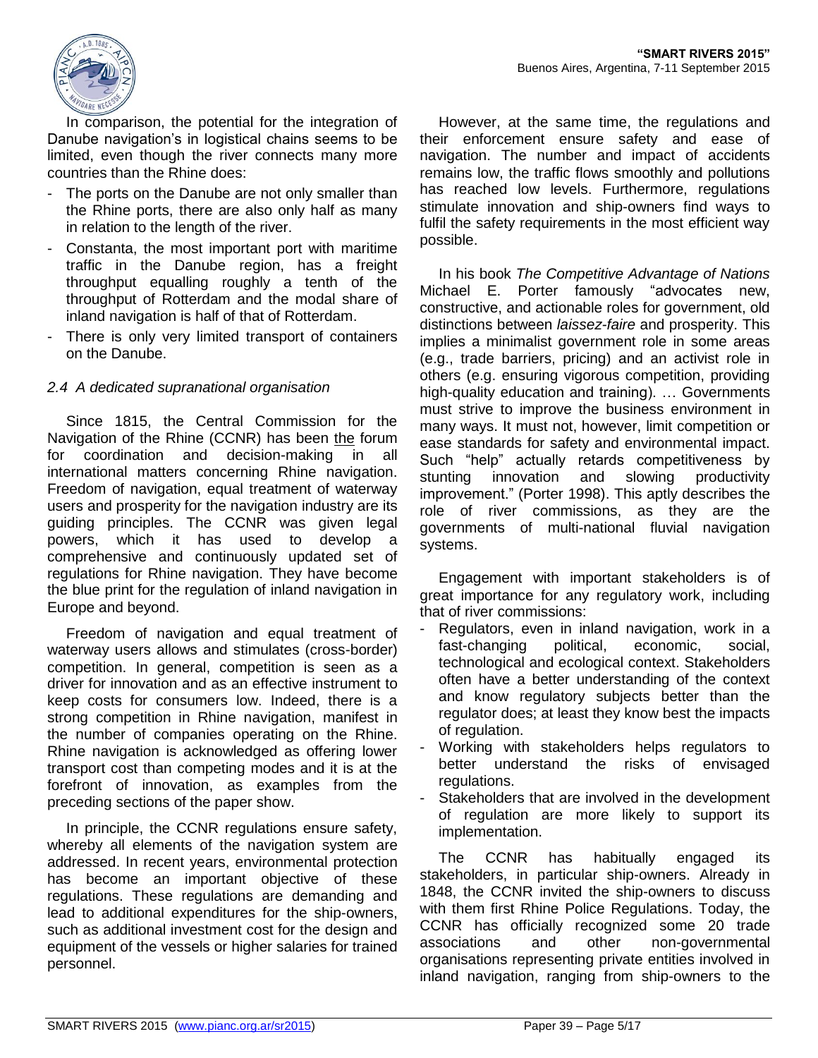In comparison, the potential for the integration of Danube navigation's in logistical chains seems to be limited, even though the river connects many more countries than the Rhine does:

- The ports on the Danube are not only smaller than the Rhine ports, there are also only half as many in relation to the length of the river.
- Constanta, the most important port with maritime traffic in the Danube region, has a freight throughput equalling roughly a tenth of the throughput of Rotterdam and the modal share of inland navigation is half of that of Rotterdam.
- There is only very limited transport of containers on the Danube.

### *2.4 A dedicated supranational organisation*

Since 1815, the Central Commission for the Navigation of the Rhine (CCNR) has been the forum for coordination and decision-making in all international matters concerning Rhine navigation. Freedom of navigation, equal treatment of waterway users and prosperity for the navigation industry are its guiding principles. The CCNR was given legal powers, which it has used to develop a comprehensive and continuously updated set of regulations for Rhine navigation. They have become the blue print for the regulation of inland navigation in Europe and beyond.

Freedom of navigation and equal treatment of waterway users allows and stimulates (cross-border) competition. In general, competition is seen as a driver for innovation and as an effective instrument to keep costs for consumers low. Indeed, there is a strong competition in Rhine navigation, manifest in the number of companies operating on the Rhine. Rhine navigation is acknowledged as offering lower transport cost than competing modes and it is at the forefront of innovation, as examples from the preceding sections of the paper show.

In principle, the CCNR regulations ensure safety, whereby all elements of the navigation system are addressed. In recent years, environmental protection has become an important objective of these regulations. These regulations are demanding and lead to additional expenditures for the ship-owners, such as additional investment cost for the design and equipment of the vessels or higher salaries for trained personnel.

However, at the same time, the regulations and their enforcement ensure safety and ease of navigation. The number and impact of accidents remains low, the traffic flows smoothly and pollutions has reached low levels. Furthermore, regulations stimulate innovation and ship-owners find ways to fulfil the safety requirements in the most efficient way possible.

In his book *The Competitive Advantage of Nations* Michael E. Porter famously "advocates new, constructive, and actionable roles for government, old distinctions between *laissez-faire* and prosperity. This implies a minimalist government role in some areas (e.g., trade barriers, pricing) and an activist role in others (e.g. ensuring vigorous competition, providing high-quality education and training). … Governments must strive to improve the business environment in many ways. It must not, however, limit competition or ease standards for safety and environmental impact. Such "help" actually retards competitiveness by stunting innovation and slowing productivity improvement." (Porter 1998). This aptly describes the role of river commissions, as they are the governments of multi-national fluvial navigation systems.

Engagement with important stakeholders is of great importance for any regulatory work, including that of river commissions:

- Regulators, even in inland navigation, work in a fast-changing political, economic, social, technological and ecological context. Stakeholders often have a better understanding of the context and know regulatory subjects better than the regulator does; at least they know best the impacts of regulation.
- Working with stakeholders helps regulators to better understand the risks of envisaged regulations.
- Stakeholders that are involved in the development of regulation are more likely to support its implementation.

The CCNR has habitually engaged its stakeholders, in particular ship-owners. Already in 1848, the CCNR invited the ship-owners to discuss with them first Rhine Police Regulations. Today, the CCNR has officially recognized some 20 trade associations and other non-governmental organisations representing private entities involved in inland navigation, ranging from ship-owners to the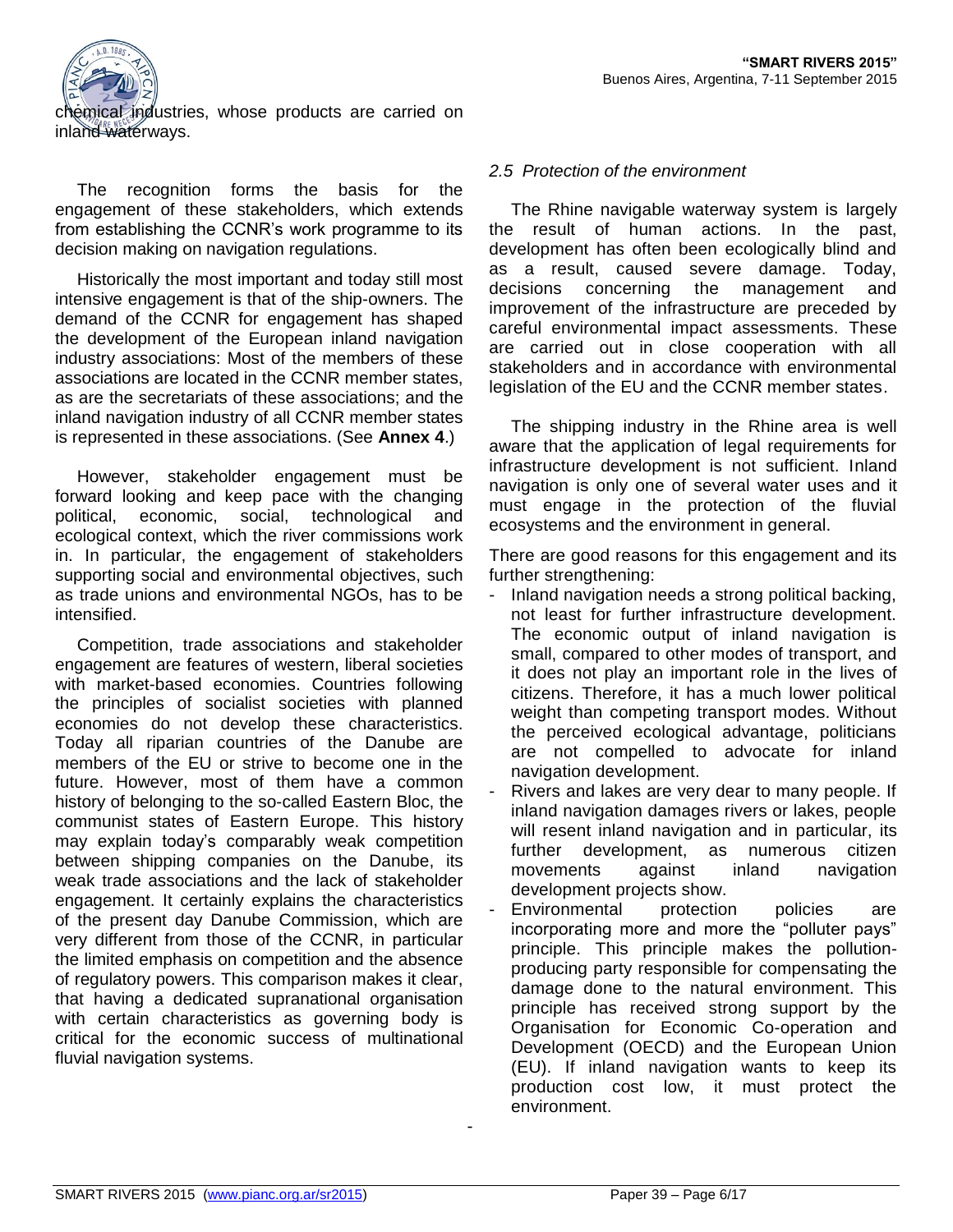chemical industries, whose products are carried on inland waterways.

The recognition forms the basis for the engagement of these stakeholders, which extends from establishing the CCNR's work programme to its decision making on navigation regulations.

Historically the most important and today still most intensive engagement is that of the ship-owners. The demand of the CCNR for engagement has shaped the development of the European inland navigation industry associations: Most of the members of these associations are located in the CCNR member states, as are the secretariats of these associations; and the inland navigation industry of all CCNR member states is represented in these associations. (See **Annex 4**.)

However, stakeholder engagement must be forward looking and keep pace with the changing political, economic, social, technological and ecological context, which the river commissions work in. In particular, the engagement of stakeholders supporting social and environmental objectives, such as trade unions and environmental NGOs, has to be intensified.

Competition, trade associations and stakeholder engagement are features of western, liberal societies with market-based economies. Countries following the principles of socialist societies with planned economies do not develop these characteristics. Today all riparian countries of the Danube are members of the EU or strive to become one in the future. However, most of them have a common history of belonging to the so-called Eastern Bloc, the communist states of Eastern Europe. This history may explain today's comparably weak competition between shipping companies on the Danube, its weak trade associations and the lack of stakeholder engagement. It certainly explains the characteristics of the present day Danube Commission, which are very different from those of the CCNR, in particular the limited emphasis on competition and the absence of regulatory powers. This comparison makes it clear, that having a dedicated supranational organisation with certain characteristics as governing body is critical for the economic success of multinational fluvial navigation systems.

### *2.5 Protection of the environment*

The Rhine navigable waterway system is largely the result of human actions. In the past, development has often been ecologically blind and as a result, caused severe damage. Today, decisions concerning the management and improvement of the infrastructure are preceded by careful environmental impact assessments. These are carried out in close cooperation with all stakeholders and in accordance with environmental legislation of the EU and the CCNR member states.

The shipping industry in the Rhine area is well aware that the application of legal requirements for infrastructure development is not sufficient. Inland navigation is only one of several water uses and it must engage in the protection of the fluvial ecosystems and the environment in general.

There are good reasons for this engagement and its further strengthening:

- Inland navigation needs a strong political backing, not least for further infrastructure development. The economic output of inland navigation is small, compared to other modes of transport, and it does not play an important role in the lives of citizens. Therefore, it has a much lower political weight than competing transport modes. Without the perceived ecological advantage, politicians are not compelled to advocate for inland navigation development.
- Rivers and lakes are very dear to many people. If inland navigation damages rivers or lakes, people will resent inland navigation and in particular, its further development, as numerous citizen movements against inland navigation development projects show.
- Environmental protection policies are incorporating more and more the "polluter pays" principle. This principle makes the pollution-producing party responsible for compensating the damage done to the natural environment. This principle has received strong support by the Organisation for Economic Co-operation and Development (OECD) and the European Union (EU). If inland navigation wants to keep its production cost low, it must protect the environment.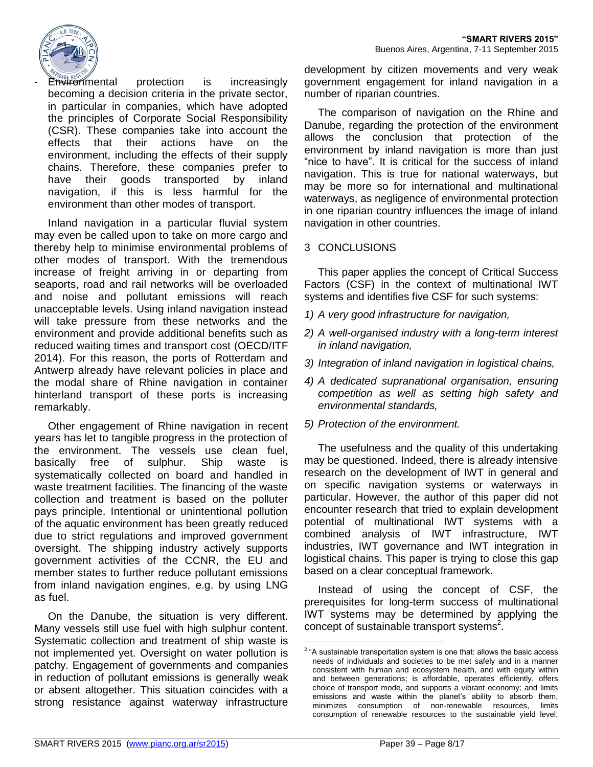- Environmental protection is increasingly becoming a decision criteria in the private sector, in particular in companies, which have adopted the principles of Corporate Social Responsibility (CSR). These companies take into account the effects that their actions have on the environment, including the effects of their supply chains. Therefore, these companies prefer to have their goods transported by inland navigation, if this is less harmful for the environment than other modes of transport.

Inland navigation in a particular fluvial system may even be called upon to take on more cargo and thereby help to minimise environmental problems of other modes of transport. With the tremendous increase of freight arriving in or departing from seaports, road and rail networks will be overloaded and noise and pollutant emissions will reach unacceptable levels. Using inland navigation instead will take pressure from these networks and the environment and provide additional benefits such as reduced waiting times and transport cost (OECD/ITF 2014). For this reason, the ports of Rotterdam and Antwerp already have relevant policies in place and the modal share of Rhine navigation in container hinterland transport of these ports is increasing remarkably.

Other engagement of Rhine navigation in recent years has let to tangible progress in the protection of the environment. The vessels use clean fuel, basically free of sulphur. Ship waste is systematically collected on board and handled in waste treatment facilities. The financing of the waste collection and treatment is based on the polluter pays principle. Intentional or unintentional pollution of the aquatic environment has been greatly reduced due to strict regulations and improved government oversight. The shipping industry actively supports government activities of the CCNR, the EU and member states to further reduce pollutant emissions from inland navigation engines, e.g. by using LNG as fuel.

On the Danube, the situation is very different. Many vessels still use fuel with high sulphur content. Systematic collection and treatment of ship waste is not implemented yet. Oversight on water pollution is patchy. Engagement of governments and companies in reduction of pollutant emissions is generally weak or absent altogether. This situation coincides with a strong resistance against waterway infrastructure development by citizen movements and very weak government engagement for inland navigation in a number of riparian countries.

The comparison of navigation on the Rhine and Danube, regarding the protection of the environment allows the conclusion that protection of the environment by inland navigation is more than just "nice to have". It is critical for the success of inland navigation. This is true for national waterways, but may be more so for international and multinational waterways, as negligence of environmental protection in one riparian country influences the image of inland navigation in other countries.

## 3 CONCLUSIONS

This paper applies the concept of Critical Success Factors (CSF) in the context of multinational IWT systems and identifies five CSF for such systems:

1) *A very good infrastructure for navigation,*
2) *A well-organised industry with a long-term interest in inland navigation,*
3) *Integration of inland navigation in logistical chains,*
4) *A dedicated supranational organisation, ensuring competition as well as setting high safety and environmental standards,*
5) *Protection of the environment.*

The usefulness and the quality of this undertaking may be questioned. Indeed, there is already intensive research on the development of IWT in general and on specific navigation systems or waterways in particular. However, the author of this paper did not encounter research that tried to explain development potential of multinational IWT systems with a combined analysis of IWT infrastructure, IWT industries, IWT governance and IWT integration in logistical chains. This paper is trying to close this gap based on a clear conceptual framework.

Instead of using the concept of CSF, the prerequisites for long-term success of multinational IWT systems may be determined by applying the concept of sustainable transport systems[2].

[2] "A sustainable transportation system is one that: allows the basic access needs of individuals and societies to be met safely and in a manner consistent with human and ecosystem health, and with equity within and between generations; is affordable, operates efficiently, offers choice of transport mode, and supports a vibrant economy; and limits emissions and waste within the planet's ability to absorb them, minimizes consumption of non-renewable resources, limits consumption of renewable resources to the sustainable yield level,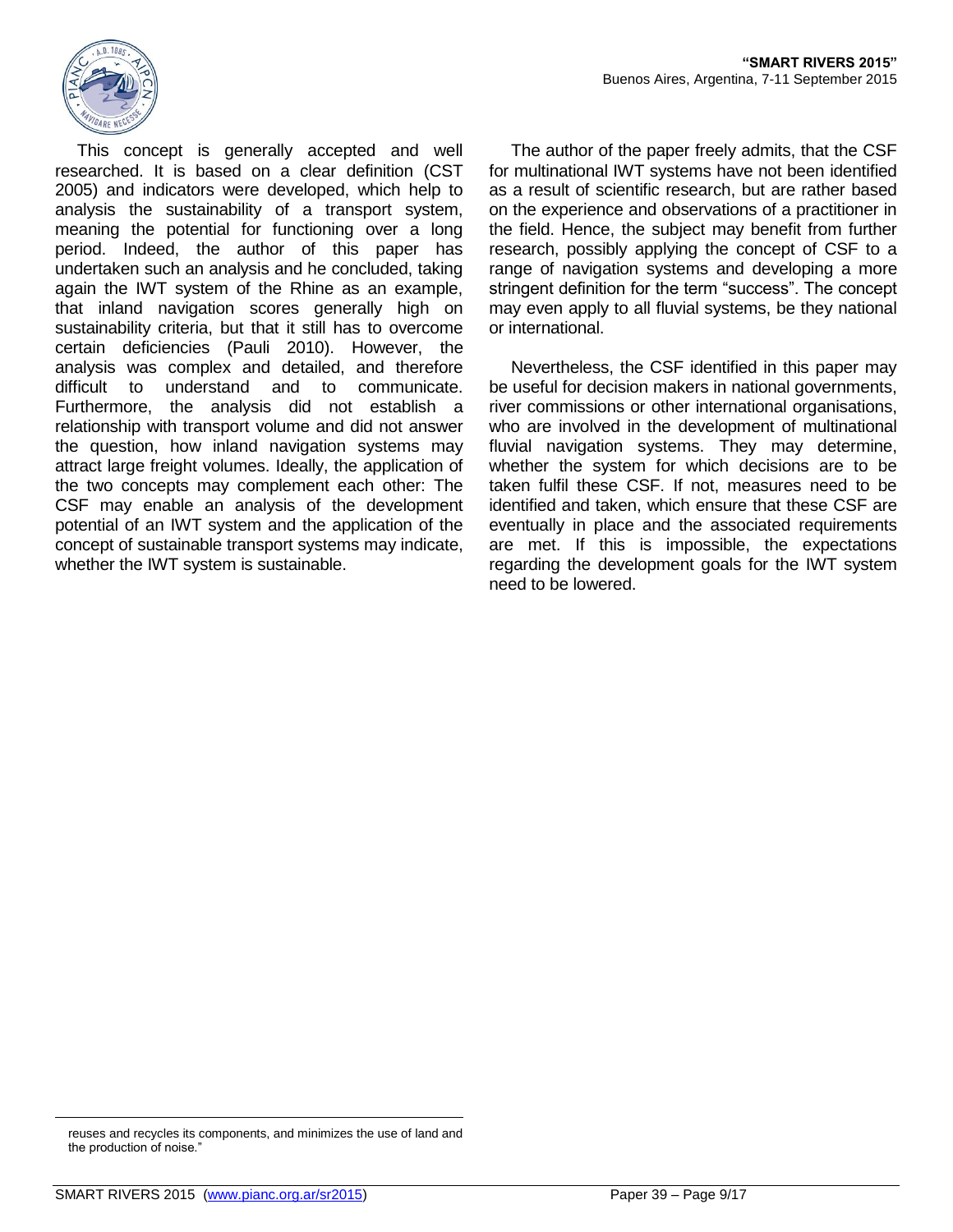This concept is generally accepted and well researched. It is based on a clear definition (CST 2005) and indicators were developed, which help to analysis the sustainability of a transport system, meaning the potential for functioning over a long period. Indeed, the author of this paper has undertaken such an analysis and he concluded, taking again the IWT system of the Rhine as an example, that inland navigation scores generally high on sustainability criteria, but that it still has to overcome certain deficiencies (Pauli 2010). However, the analysis was complex and detailed, and therefore difficult to understand and to communicate. Furthermore, the analysis did not establish a relationship with transport volume and did not answer the question, how inland navigation systems may attract large freight volumes. Ideally, the application of the two concepts may complement each other: The CSF may enable an analysis of the development potential of an IWT system and the application of the concept of sustainable transport systems may indicate, whether the IWT system is sustainable.

The author of the paper freely admits, that the CSF for multinational IWT systems have not been identified as a result of scientific research, but are rather based on the experience and observations of a practitioner in the field. Hence, the subject may benefit from further research, possibly applying the concept of CSF to a range of navigation systems and developing a more stringent definition for the term "success". The concept may even apply to all fluvial systems, be they national or international.

Nevertheless, the CSF identified in this paper may be useful for decision makers in national governments, river commissions or other international organisations, who are involved in the development of multinational fluvial navigation systems. They may determine, whether the system for which decisions are to be taken fulfil these CSF. If not, measures need to be identified and taken, which ensure that these CSF are eventually in place and the associated requirements are met. If this is impossible, the expectations regarding the development goals for the IWT system need to be lowered.

---

reuses and recycles its components, and minimizes the use of land and the production of noise."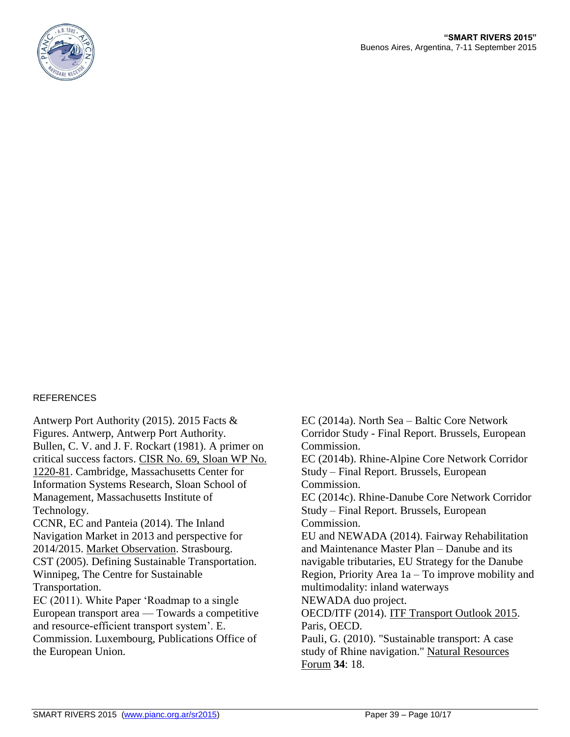## REFERENCES

Antwerp Port Authority (2015). 2015 Facts & Figures. Antwerp, Antwerp Port Authority.

Bullen, C. V. and J. F. Rockart (1981). A primer on critical success factors. CISR No. 69, Sloan WP No. 1220-81. Cambridge, Massachusetts Center for Information Systems Research, Sloan School of Management, Massachusetts Institute of Technology.

CCNR, EC and Panteia (2014). The Inland Navigation Market in 2013 and perspective for 2014/2015. Market Observation. Strasbourg.

CST (2005). Defining Sustainable Transportation. Winnipeg, The Centre for Sustainable Transportation.

EC (2011). White Paper 'Roadmap to a single European transport area — Towards a competitive and resource-efficient transport system'. E. Commission. Luxembourg, Publications Office of the European Union.

EC (2014a). North Sea – Baltic Core Network Corridor Study - Final Report. Brussels, European Commission.

EC (2014b). Rhine-Alpine Core Network Corridor Study – Final Report. Brussels, European Commission.

EC (2014c). Rhine-Danube Core Network Corridor Study – Final Report. Brussels, European Commission.

EU and NEWADA (2014). Fairway Rehabilitation and Maintenance Master Plan – Danube and its navigable tributaries, EU Strategy for the Danube Region, Priority Area 1a – To improve mobility and multimodality: inland waterways
NEWADA duo project.

OECD/ITF (2014). ITF Transport Outlook 2015. Paris, OECD.

Pauli, G. (2010). "Sustainable transport: A case study of Rhine navigation." Natural Resources Forum **34**: 18.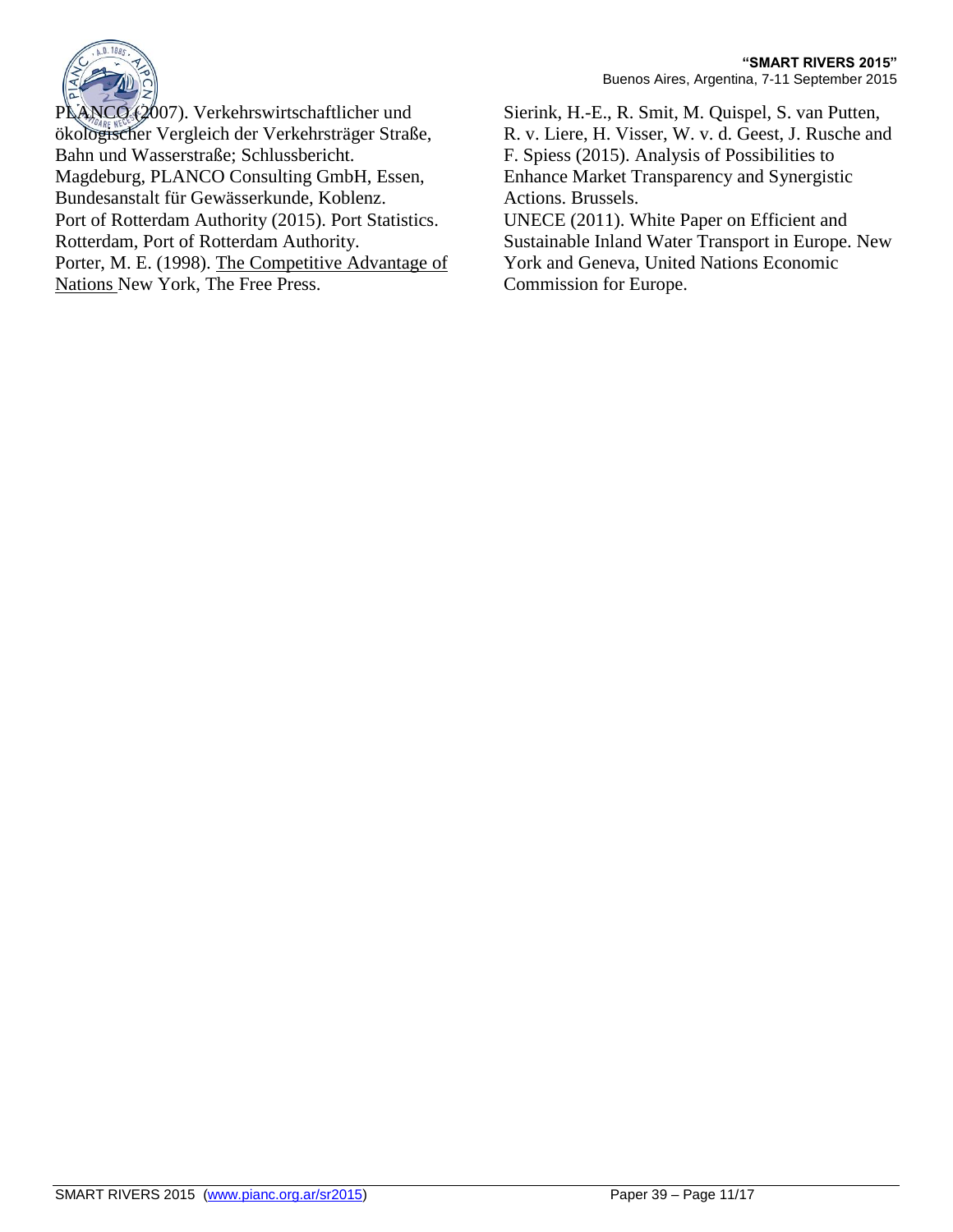PLANCO (2007). Verkehrswirtschaftlicher und ökologischer Vergleich der Verkehrsträger Straße, Bahn und Wasserstraße; Schlussbericht. Magdeburg, PLANCO Consulting GmbH, Essen, Bundesanstalt für Gewässerkunde, Koblenz.

Port of Rotterdam Authority (2015). Port Statistics. Rotterdam, Port of Rotterdam Authority.

Porter, M. E. (1998). The Competitive Advantage of Nations New York, The Free Press.

Sierink, H.-E., R. Smit, M. Quispel, S. van Putten, R. v. Liere, H. Visser, W. v. d. Geest, J. Rusche and F. Spiess (2015). Analysis of Possibilities to Enhance Market Transparency and Synergistic Actions. Brussels.

UNECE (2011). White Paper on Efficient and Sustainable Inland Water Transport in Europe. New York and Geneva, United Nations Economic Commission for Europe.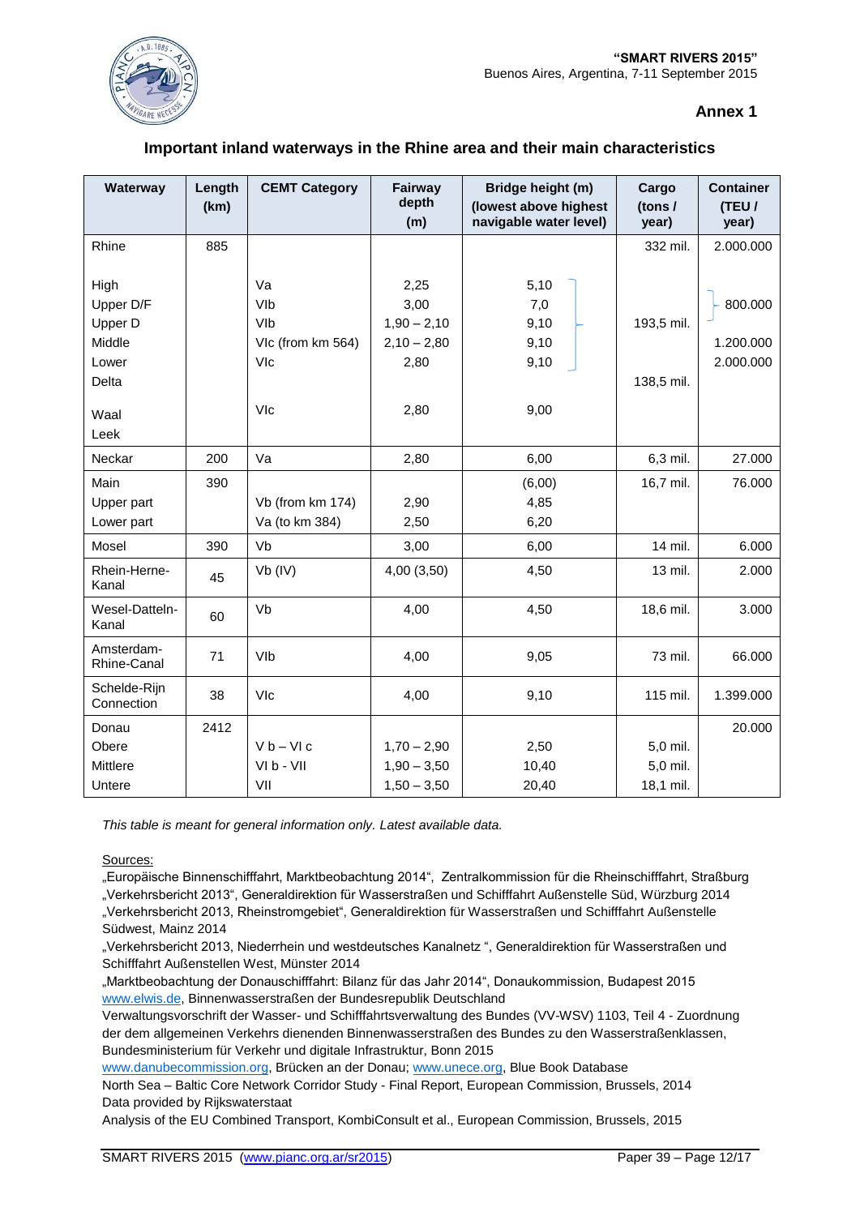**Annex 1**

## Important inland waterways in the Rhine area and their main characteristics

| Waterway | Length (km) | CEMT Category | Fairway depth (m) | Bridge height (m) (lowest above highest navigable water level) | Cargo (tons / year) | Container (TEU / year) |
|---|---|---|---|---|---|---|
| Rhine | 885 | | | | 332 mil. | 2.000.000 |
| High | | Va | 2,25 | 5,10 | | |
| Upper D/F | | VIb | 3,00 | 7,0 | | 800.000 |
| Upper D | | VIb | 1,90 – 2,10 | 9,10 | 193,5 mil. | |
| Middle | | VIc (from km 564) | 2,10 – 2,80 | 9,10 | | 1.200.000 |
| Lower | | VIc | 2,80 | 9,10 | | 2.000.000 |
| Delta | | | | | 138,5 mil. | |
| Waal | | VIc | 2,80 | 9,00 | | |
| Leek | | | | | | |
| Neckar | 200 | Va | 2,80 | 6,00 | 6,3 mil. | 27.000 |
| Main | 390 | | | (6,00) | 16,7 mil. | 76.000 |
| Upper part | | Vb (from km 174) | 2,90 | 4,85 | | |
| Lower part | | Va (to km 384) | 2,50 | 6,20 | | |
| Mosel | 390 | Vb | 3,00 | 6,00 | 14 mil. | 6.000 |
| Rhein-Herne-Kanal | 45 | Vb (IV) | 4,00 (3,50) | 4,50 | 13 mil. | 2.000 |
| Wesel-Datteln-Kanal | 60 | Vb | 4,00 | 4,50 | 18,6 mil. | 3.000 |
| Amsterdam-Rhine-Canal | 71 | VIb | 4,00 | 9,05 | 73 mil. | 66.000 |
| Schelde-Rijn Connection | 38 | VIc | 4,00 | 9,10 | 115 mil. | 1.399.000 |
| Donau | 2412 | | | | | 20.000 |
| Obere | | V b – VI c | 1,70 – 2,90 | 2,50 | 5,0 mil. | |
| Mittlere | | VI b - VII | 1,90 – 3,50 | 10,40 | 5,0 mil. | |
| Untere | | VII | 1,50 – 3,50 | 20,40 | 18,1 mil. | |

*This table is meant for general information only. Latest available data.*

Sources:

„Europäische Binnenschifffahrt, Marktbeobachtung 2014", Zentralkommission für die Rheinschifffahrt, Straßburg
„Verkehrsbericht 2013", Generaldirektion für Wasserstraßen und Schifffahrt Außenstelle Süd, Würzburg 2014
„Verkehrsbericht 2013, Rheinstromgebiet", Generaldirektion für Wasserstraßen und Schifffahrt Außenstelle Südwest, Mainz 2014
„Verkehrsbericht 2013, Niederrhein und westdeutsches Kanalnetz ", Generaldirektion für Wasserstraßen und Schifffahrt Außenstellen West, Münster 2014
„Marktbeobachtung der Donauschifffahrt: Bilanz für das Jahr 2014", Donaukommission, Budapest 2015
www.elwis.de, Binnenwasserstraßen der Bundesrepublik Deutschland
Verwaltungsvorschrift der Wasser- und Schifffahrtsverwaltung des Bundes (VV-WSV) 1103, Teil 4 - Zuordnung der dem allgemeinen Verkehrs dienenden Binnenwasserstraßen des Bundes zu den Wasserstraßenklassen, Bundesministerium für Verkehr und digitale Infrastruktur, Bonn 2015
www.danubecommission.org, Brücken an der Donau; www.unece.org, Blue Book Database
North Sea – Baltic Core Network Corridor Study - Final Report, European Commission, Brussels, 2014
Data provided by Rijkswaterstaat
Analysis of the EU Combined Transport, KombiConsult et al., European Commission, Brussels, 2015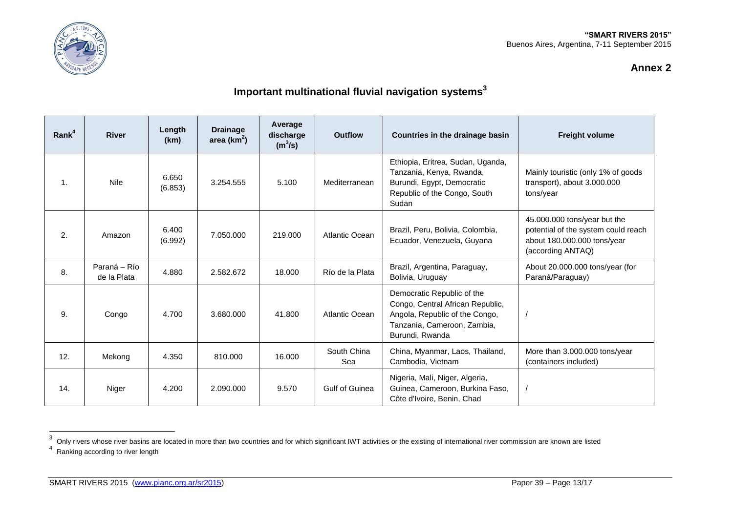**Annex 2**

## Important multinational fluvial navigation systems[3]

| Rank[4] | River | Length (km) | Drainage area ($km^2$) | Average discharge ($m^3/s$) | Outflow | Countries in the drainage basin | Freight volume |
|---|---|---|---|---|---|---|---|
| 1. | Nile | 6.650 (6.853) | 3.254.555 | 5.100 | Mediterranean | Ethiopia, Eritrea, Sudan, Uganda, Tanzania, Kenya, Rwanda, Burundi, Egypt, Democratic Republic of the Congo, South Sudan | Mainly touristic (only 1% of goods transport), about 3.000.000 tons/year |
| 2. | Amazon | 6.400 (6.992) | 7.050.000 | 219.000 | Atlantic Ocean | Brazil, Peru, Bolivia, Colombia, Ecuador, Venezuela, Guyana | 45.000.000 tons/year but the potential of the system could reach about 180.000.000 tons/year (according ANTAQ) |
| 8. | Paraná – Río de la Plata | 4.880 | 2.582.672 | 18.000 | Río de la Plata | Brazil, Argentina, Paraguay, Bolivia, Uruguay | About 20.000.000 tons/year (for Paraná/Paraguay) |
| 9. | Congo | 4.700 | 3.680.000 | 41.800 | Atlantic Ocean | Democratic Republic of the Congo, Central African Republic, Angola, Republic of the Congo, Tanzania, Cameroon, Zambia, Burundi, Rwanda | / |
| 12. | Mekong | 4.350 | 810.000 | 16.000 | South China Sea | China, Myanmar, Laos, Thailand, Cambodia, Vietnam | More than 3.000.000 tons/year (containers included) |
| 14. | Niger | 4.200 | 2.090.000 | 9.570 | Gulf of Guinea | Nigeria, Mali, Niger, Algeria, Guinea, Cameroon, Burkina Faso, Côte d'Ivoire, Benin, Chad | / |

[3] Only rivers whose river basins are located in more than two countries and for which significant IWT activities or the existing of international river commission are known are listed

[4] Ranking according to river length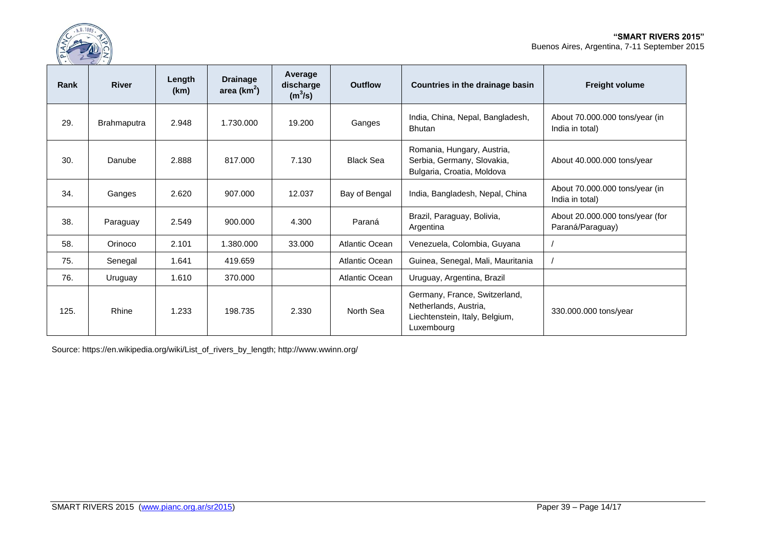| Rank | River | Length (km) | Drainage area ($km^2$) | Average discharge ($m^3/s$) | Outflow | Countries in the drainage basin | Freight volume |
|---|---|---|---|---|---|---|---|
| 29. | Brahmaputra | 2.948 | 1.730.000 | 19.200 | Ganges | India, China, Nepal, Bangladesh, Bhutan | About 70.000.000 tons/year (in India in total) |
| 30. | Danube | 2.888 | 817.000 | 7.130 | Black Sea | Romania, Hungary, Austria, Serbia, Germany, Slovakia, Bulgaria, Croatia, Moldova | About 40.000.000 tons/year |
| 34. | Ganges | 2.620 | 907.000 | 12.037 | Bay of Bengal | India, Bangladesh, Nepal, China | About 70.000.000 tons/year (in India in total) |
| 38. | Paraguay | 2.549 | 900.000 | 4.300 | Paraná | Brazil, Paraguay, Bolivia, Argentina | About 20.000.000 tons/year (for Paraná/Paraguay) |
| 58. | Orinoco | 2.101 | 1.380.000 | 33.000 | Atlantic Ocean | Venezuela, Colombia, Guyana | / |
| 75. | Senegal | 1.641 | 419.659 | | Atlantic Ocean | Guinea, Senegal, Mali, Mauritania | / |
| 76. | Uruguay | 1.610 | 370.000 | | Atlantic Ocean | Uruguay, Argentina, Brazil | |
| 125. | Rhine | 1.233 | 198.735 | 2.330 | North Sea | Germany, France, Switzerland, Netherlands, Austria, Liechtenstein, Italy, Belgium, Luxembourg | 330.000.000 tons/year |

Source: https://en.wikipedia.org/wiki/List_of_rivers_by_length; http://www.wwinn.org/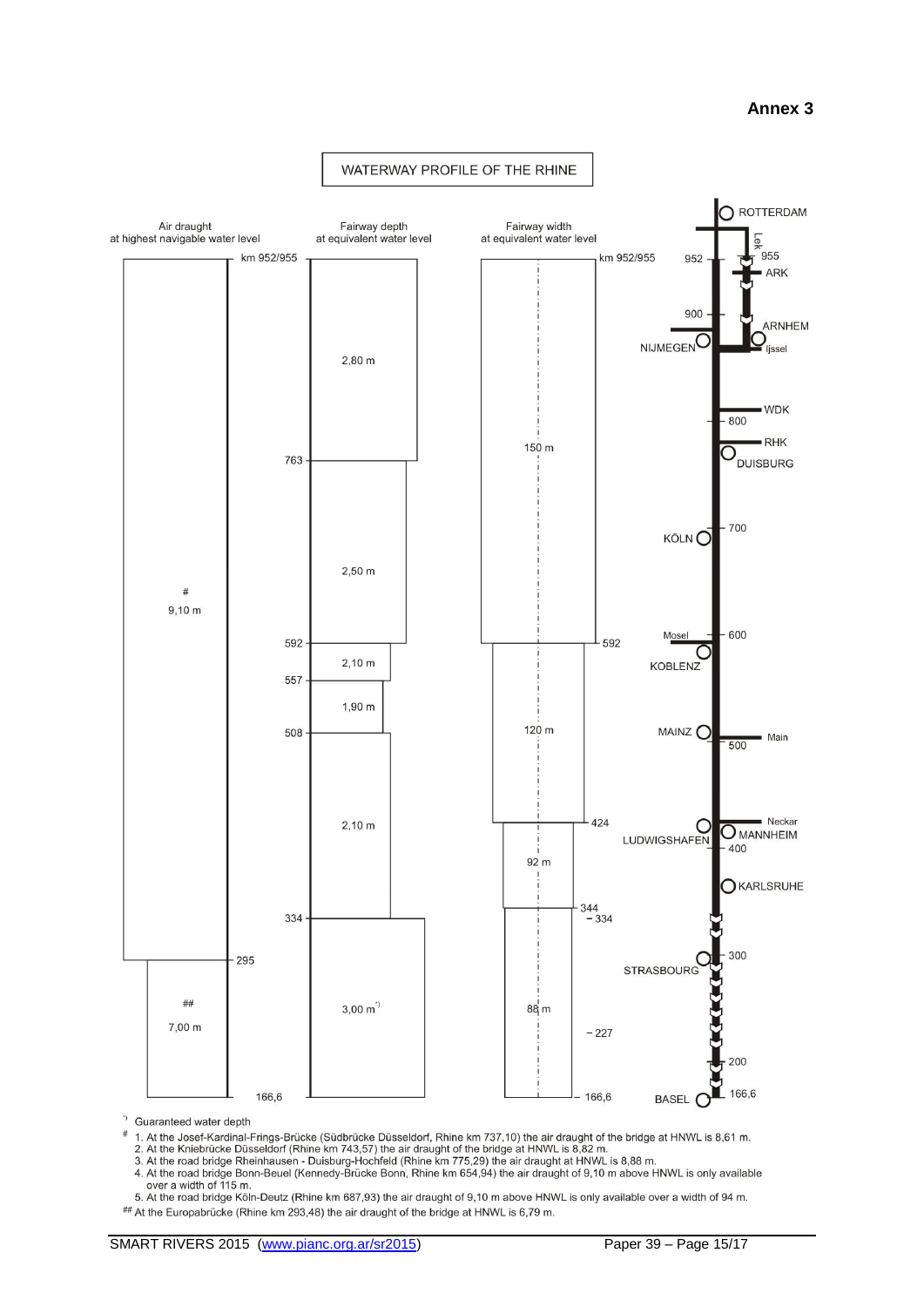**Annex 3**

## WATERWAY PROFILE OF THE RHINE

| Section (km) | Air draught at highest navigable water level |
|---|---|
| 952/955 – 295 | 9,10 m # |
| 295 – 166,6 | 7,00 m ## |

| Section (km) | Fairway depth at equivalent water level |
|---|---|
| 952/955 – 763 | 2,80 m |
| 763 – 592 | 2,50 m |
| 592 – 557 | 2,10 m |
| 557 – 508 | 1,90 m |
| 508 – 334 | 2,10 m |
| 334 – 166,6 | 3,00 m *) |

| Section (km) | Fairway width at equivalent water level |
|---|---|
| 952/955 – 592 | 150 m |
| 592 – 424 | 120 m |
| 424 – 344 | 92 m |
| 334 – 166,6 | 88 m |

River profile locations: ROTTERDAM, Lek, 955, 952, ARK, 900, ARNHEM, NIJMEGEN, Ijssel, WDK, 800, RHK, DUISBURG, 700, KÖLN, Mosel, 600, KOBLENZ, MAINZ, Main, 500, Neckar, LUDWIGSHAFEN, MANNHEIM, 400, KARLSRUHE, 300, STRASBOURG, 227, 200, BASEL, 166,6

*) Guaranteed water depth

\# 1. At the Josef-Kardinal-Frings-Brücke (Südbrücke Düsseldorf, Rhine km 737,10) the air draught of the bridge at HNWL is 8,61 m.
2. At the Kniebrücke Düsseldorf (Rhine km 743,57) the air draught of the bridge at HNWL is 8,82 m.
3. At the road bridge Rheinhausen - Duisburg-Hochfeld (Rhine km 775,29) the air draught at HNWL is 8,88 m.
4. At the road bridge Bonn-Beuel (Kennedy-Brücke Bonn, Rhine km 654,94) the air draught of 9,10 m above HNWL is only available over a width of 115 m.
5. At the road bridge Köln-Deutz (Rhine km 687,93) the air draught of 9,10 m above HNWL is only available over a width of 94 m.

\## At the Europabrücke (Rhine km 293,48) the air draught of the bridge at HNWL is 6,79 m.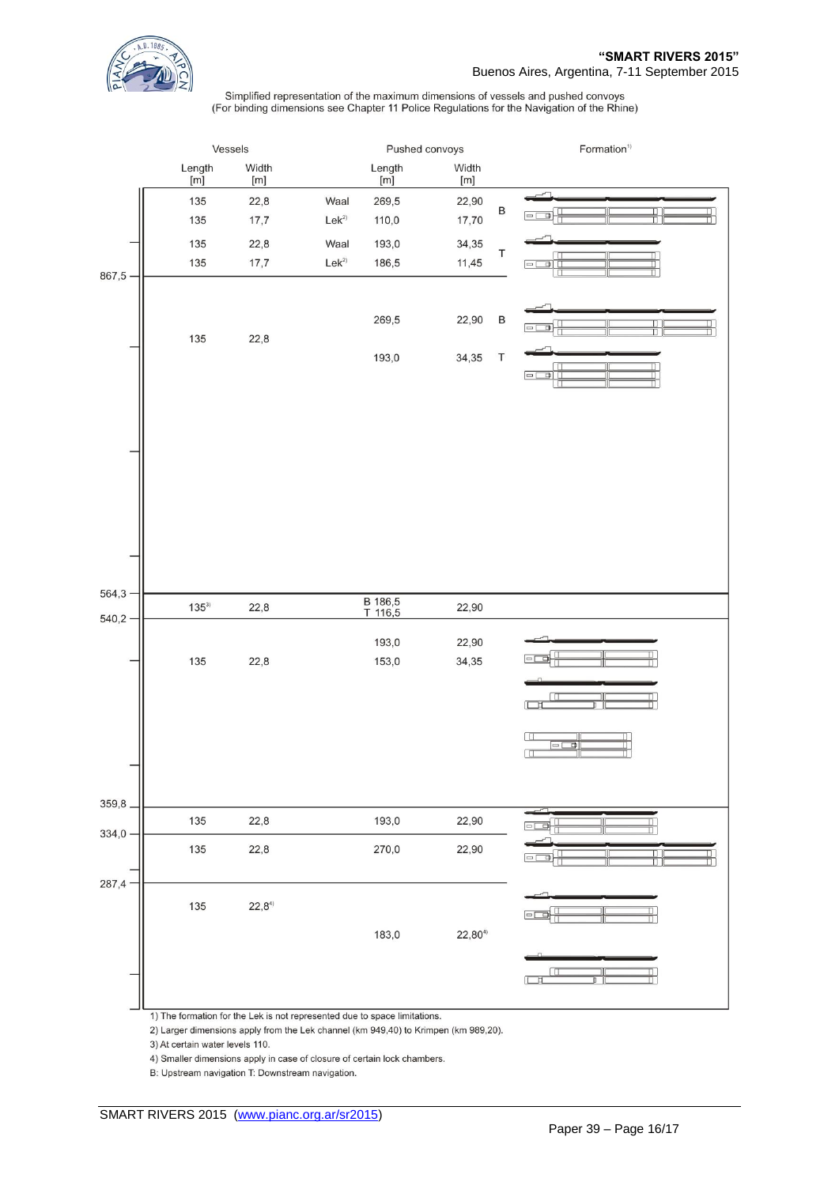Simplified representation of the maximum dimensions of vessels and pushed convoys
(For binding dimensions see Chapter 11 Police Regulations for the Navigation of the Rhine)

| km | Vessels Length [m] | Vessels Width [m] | | Pushed convoys Length [m] | Pushed convoys Width [m] | | Formation[1] |
|---|---|---|---|---|---|---|---|
| | 135 | 22,8 | Waal | 269,5 | 22,90 | B | |
| | 135 | 17,7 | Lek[2] | 110,0 | 17,70 | | |
| | 135 | 22,8 | Waal | 193,0 | 34,35 | T | |
| | 135 | 17,7 | Lek[2] | 186,5 | 11,45 | | |
| 867,5 | | | | | | | |
| | 135 | 22,8 | | 269,5 | 22,90 | B | |
| | | | | 193,0 | 34,35 | T | |
| 564,3 | | | | | | | |
| | 135[3] | 22,8 | | B 186,5 T 116,5 | 22,90 | | |
| 540,2 | | | | | | | |
| | 135 | 22,8 | | 193,0 | 22,90 | | |
| | | | | 153,0 | 34,35 | | |
| 359,8 | | | | | | | |
| | 135 | 22,8 | | 193,0 | 22,90 | | |
| 334,0 | | | | | | | |
| | 135 | 22,8 | | 270,0 | 22,90 | | |
| 287,4 | | | | | | | |
| | 135 | 22,8[4] | | 183,0 | 22,80[4] | | |

1) The formation for the Lek is not represented due to space limitations.
2) Larger dimensions apply from the Lek channel (km 949,40) to Krimpen (km 989,20).
3) At certain water levels 110.
4) Smaller dimensions apply in case of closure of certain lock chambers.
B: Upstream navigation T: Downstream navigation.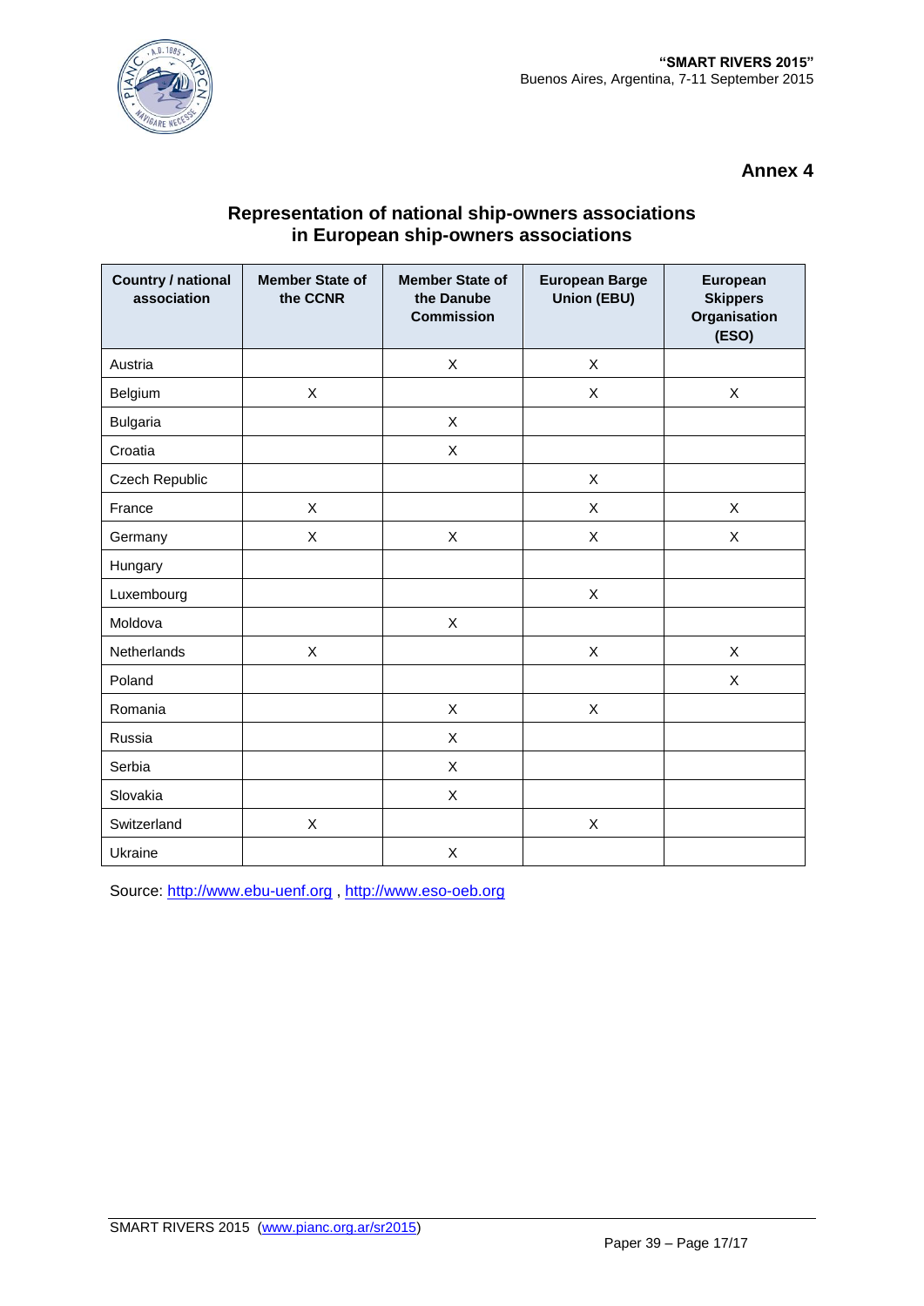## Annex 4

### Representation of national ship-owners associations in European ship-owners associations

| Country / national association | Member State of the CCNR | Member State of the Danube Commission | European Barge Union (EBU) | European Skippers Organisation (ESO) |
|---|---|---|---|---|
| Austria | | X | X | |
| Belgium | X | | X | X |
| Bulgaria | | X | | |
| Croatia | | X | | |
| Czech Republic | | | X | |
| France | X | | X | X |
| Germany | X | X | X | X |
| Hungary | | | | |
| Luxembourg | | | X | |
| Moldova | | X | | |
| Netherlands | X | | X | X |
| Poland | | | | X |
| Romania | | X | X | |
| Russia | | X | | |
| Serbia | | X | | |
| Slovakia | | X | | |
| Switzerland | X | | X | |
| Ukraine | | X | | |

Source: http://www.ebu-uenf.org , http://www.eso-oeb.org